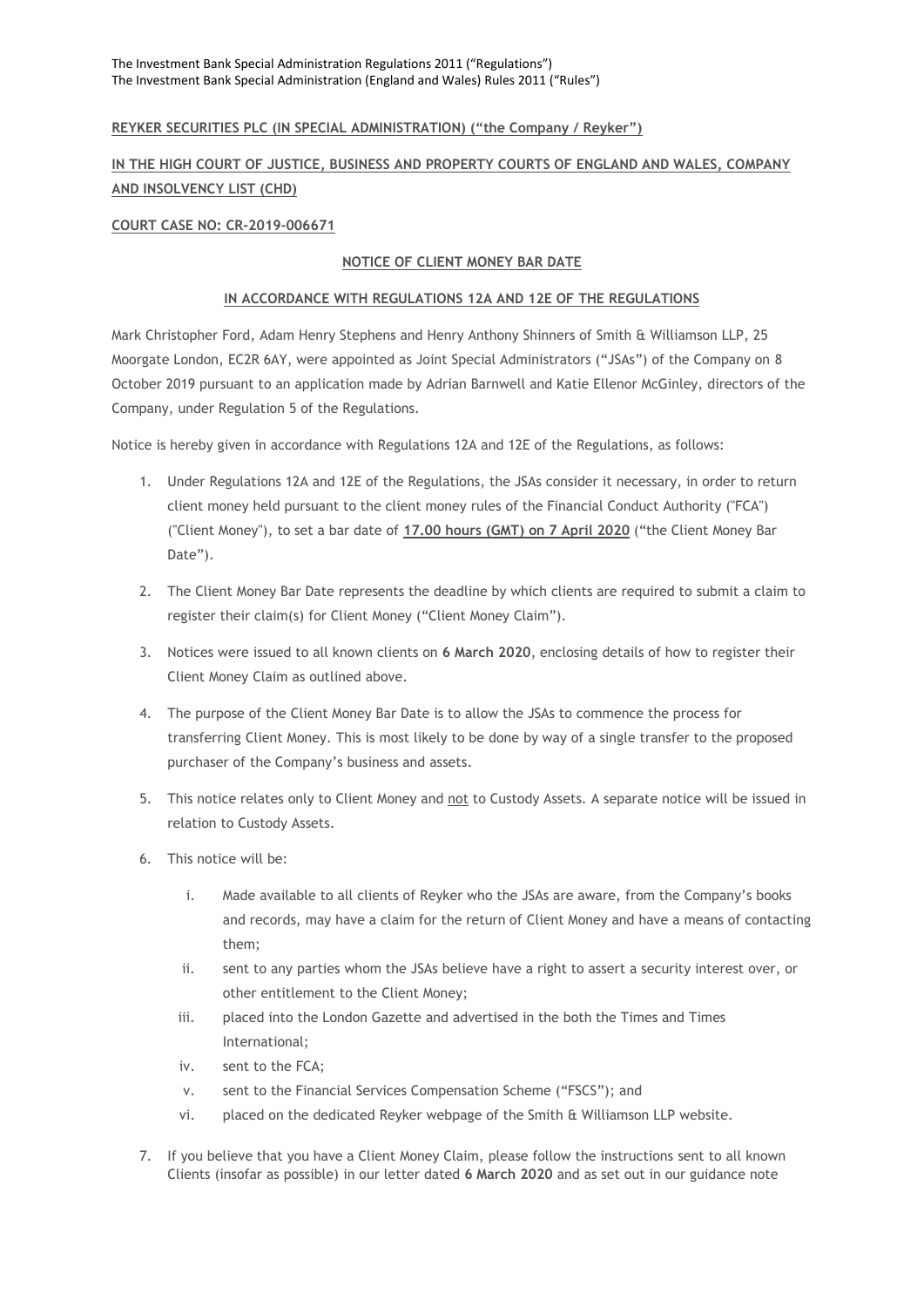The Investment Bank Special Administration Regulations 2011 ("Regulations")
The Investment Bank Special Administration (England and Wales) Rules 2011 ("Rules")

**REYKER SECURITIES PLC (IN SPECIAL ADMINISTRATION) ("the Company / Reyker")**

**IN THE HIGH COURT OF JUSTICE, BUSINESS AND PROPERTY COURTS OF ENGLAND AND WALES, COMPANY AND INSOLVENCY LIST (CHD)**

**COURT CASE NO: CR-2019-006671**

**NOTICE OF CLIENT MONEY BAR DATE**

**IN ACCORDANCE WITH REGULATIONS 12A AND 12E OF THE REGULATIONS**

Mark Christopher Ford, Adam Henry Stephens and Henry Anthony Shinners of Smith & Williamson LLP, 25 Moorgate London, EC2R 6AY, were appointed as Joint Special Administrators ("JSAs") of the Company on 8 October 2019 pursuant to an application made by Adrian Barnwell and Katie Ellenor McGinley, directors of the Company, under Regulation 5 of the Regulations.

Notice is hereby given in accordance with Regulations 12A and 12E of the Regulations, as follows:

1. Under Regulations 12A and 12E of the Regulations, the JSAs consider it necessary, in order to return client money held pursuant to the client money rules of the Financial Conduct Authority ("FCA") ("Client Money"), to set a bar date of **17.00 hours (GMT) on 7 April 2020** ("the Client Money Bar Date").

2. The Client Money Bar Date represents the deadline by which clients are required to submit a claim to register their claim(s) for Client Money ("Client Money Claim").

3. Notices were issued to all known clients on **6 March 2020**, enclosing details of how to register their Client Money Claim as outlined above.

4. The purpose of the Client Money Bar Date is to allow the JSAs to commence the process for transferring Client Money. This is most likely to be done by way of a single transfer to the proposed purchaser of the Company's business and assets.

5. This notice relates only to Client Money and not to Custody Assets. A separate notice will be issued in relation to Custody Assets.

6. This notice will be:

   i. Made available to all clients of Reyker who the JSAs are aware, from the Company's books and records, may have a claim for the return of Client Money and have a means of contacting them;

   ii. sent to any parties whom the JSAs believe have a right to assert a security interest over, or other entitlement to the Client Money;

   iii. placed into the London Gazette and advertised in the both the Times and Times International;

   iv. sent to the FCA;

   v. sent to the Financial Services Compensation Scheme ("FSCS"); and

   vi. placed on the dedicated Reyker webpage of the Smith & Williamson LLP website.

7. If you believe that you have a Client Money Claim, please follow the instructions sent to all known Clients (insofar as possible) in our letter dated **6 March 2020** and as set out in our guidance note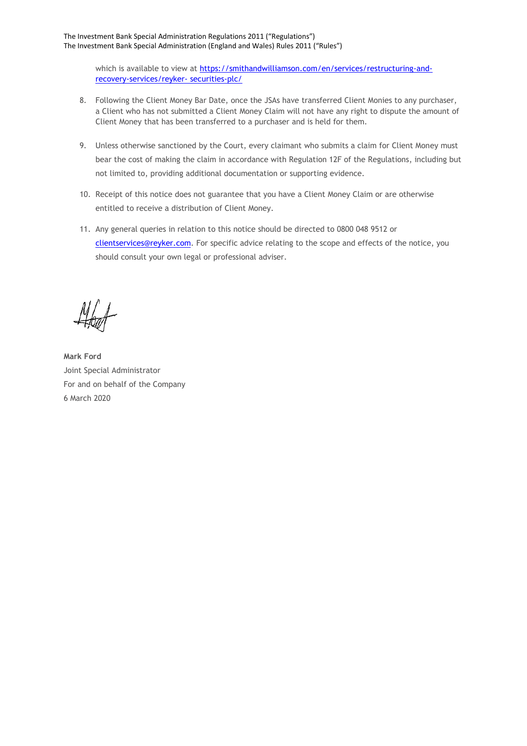which is available to view at https://smithandwilliamson.com/en/services/restructuring-and-recovery-services/reyker- securities-plc/

8. Following the Client Money Bar Date, once the JSAs have transferred Client Monies to any purchaser, a Client who has not submitted a Client Money Claim will not have any right to dispute the amount of Client Money that has been transferred to a purchaser and is held for them.

9. Unless otherwise sanctioned by the Court, every claimant who submits a claim for Client Money must bear the cost of making the claim in accordance with Regulation 12F of the Regulations, including but not limited to, providing additional documentation or supporting evidence.

10. Receipt of this notice does not guarantee that you have a Client Money Claim or are otherwise entitled to receive a distribution of Client Money.

11. Any general queries in relation to this notice should be directed to 0800 048 9512 or clientservices@reyker.com. For specific advice relating to the scope and effects of the notice, you should consult your own legal or professional adviser.

**Mark Ford**
Joint Special Administrator
For and on behalf of the Company
6 March 2020